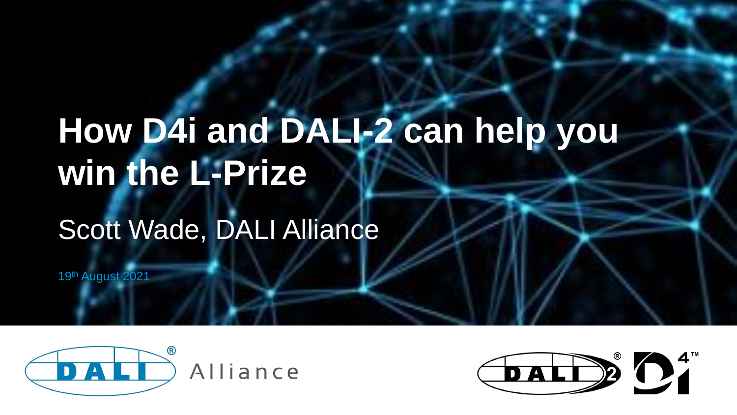# How D4i and DALI-2 can help you win the L-Prize

Scott Wade, DALI Alliance

19th August 2021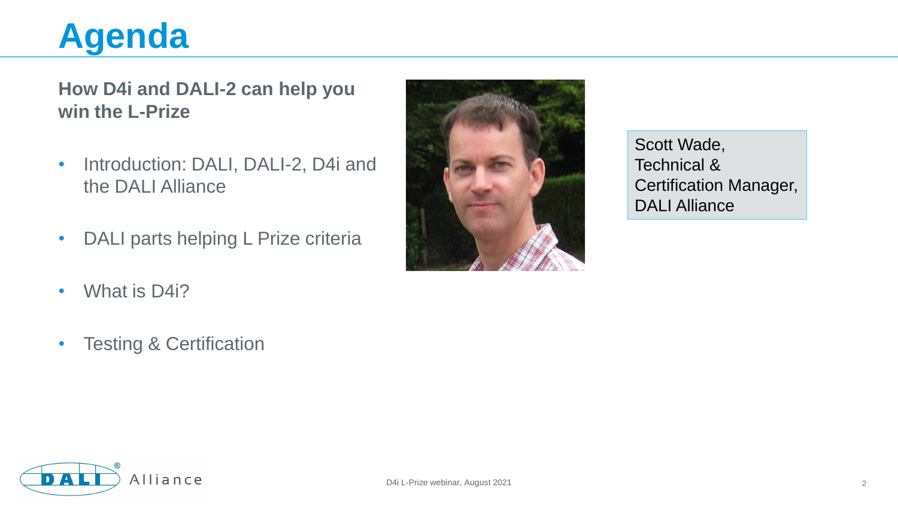# Agenda

**How D4i and DALI-2 can help you win the L-Prize**

- Introduction: DALI, DALI-2, D4i and the DALI Alliance
- DALI parts helping L Prize criteria
- What is D4i?
- Testing & Certification

Scott Wade,
Technical &
Certification Manager,
DALI Alliance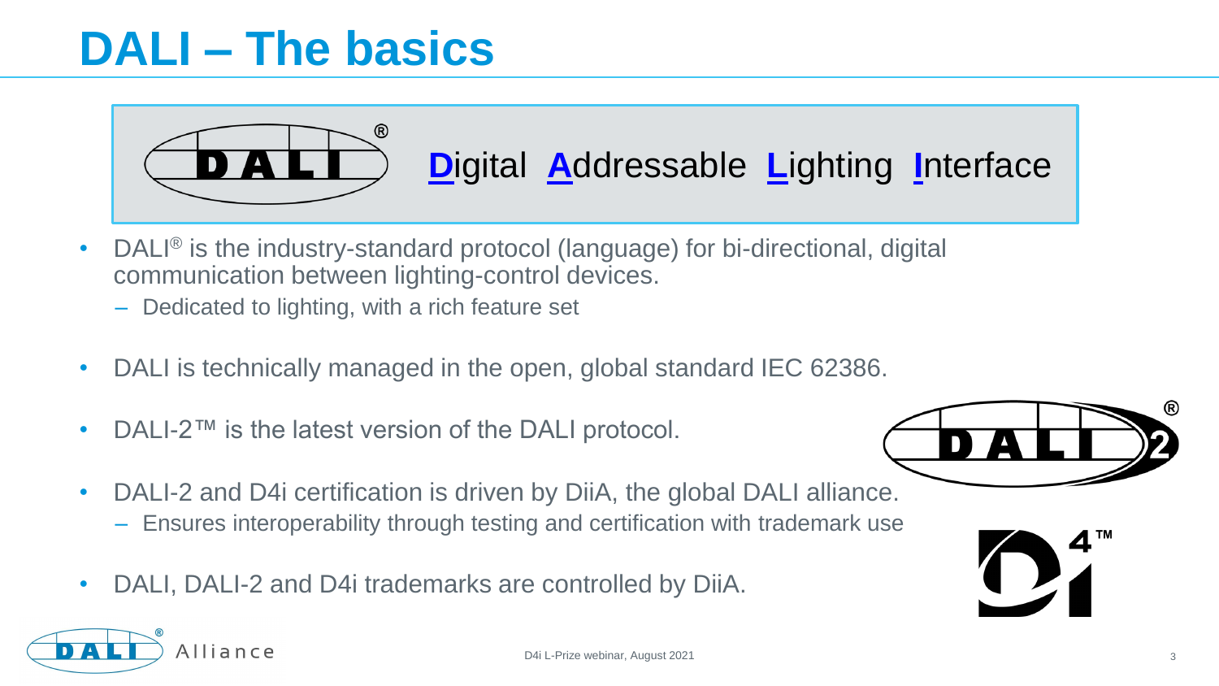# DALI – The basics

**D**igital **A**ddressable **L**ighting **I**nterface

- DALI® is the industry-standard protocol (language) for bi-directional, digital communication between lighting-control devices.
  - Dedicated to lighting, with a rich feature set
- DALI is technically managed in the open, global standard IEC 62386.
- DALI-2™ is the latest version of the DALI protocol.
- DALI-2 and D4i certification is driven by DiiA, the global DALI alliance.
  - Ensures interoperability through testing and certification with trademark use
- DALI, DALI-2 and D4i trademarks are controlled by DiiA.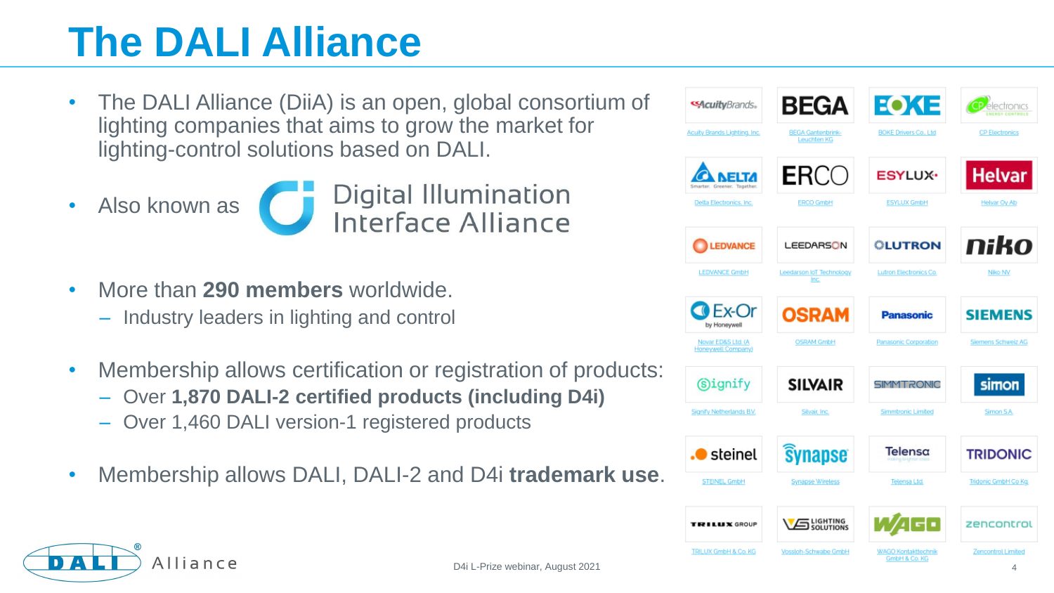# The DALI Alliance

- The DALI Alliance (DiiA) is an open, global consortium of lighting companies that aims to grow the market for lighting-control solutions based on DALI.
- Also known as Digital Illumination Interface Alliance
- More than **290 members** worldwide.
  - Industry leaders in lighting and control
- Membership allows certification or registration of products:
  - Over **1,870 DALI-2 certified products (including D4i)**
  - Over 1,460 DALI version-1 registered products
- Membership allows DALI, DALI-2 and D4i **trademark use**.

| | | | |
|---|---|---|---|
| Acuity Brands Lighting, Inc. | BEGA Gantenbrink-Leuchten KG | BOKE Drivers Co., Ltd | CP Electronics |
| Delta Electronics, Inc. | ERCO GmbH | ESYLUX GmbH | Helvar Oy Ab |
| LEDVANCE GmbH | Leedarson IoT Technology Inc. | Lutron Electronics Co. | Niko NV |
| Novar ED&S Ltd. (A Honeywell Company) | OSRAM GmbH | Panasonic Corporation | Siemens Schweiz AG |
| Signify Netherlands B.V. | Silvair, Inc. | Simmtronic Limited | Simon S.A. |
| STEINEL GmbH | Synapse Wireless | Telensa Ltd. | Tridonic GmbH Co Kg |
| TRILUX GmbH & Co. KG | Vossloh-Schwabe GmbH | WAGO Kontakttechnik GmbH & Co. KG | Zencontrol Limited |

D4i L-Prize webinar, August 2021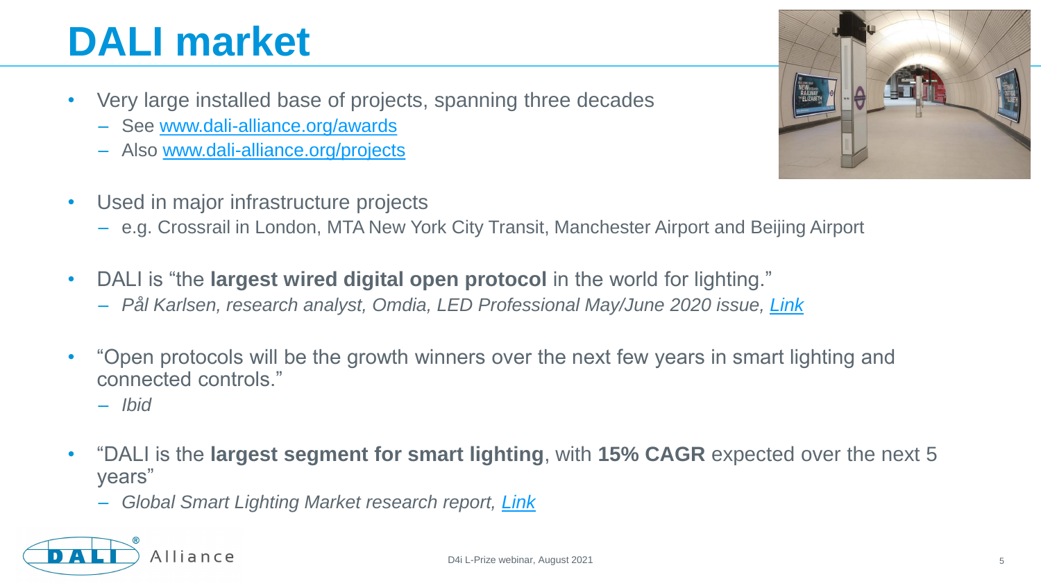# DALI market

- Very large installed base of projects, spanning three decades
  - See [www.dali-alliance.org/awards](www.dali-alliance.org/awards)
  - Also [www.dali-alliance.org/projects](www.dali-alliance.org/projects)
- Used in major infrastructure projects
  - e.g. Crossrail in London, MTA New York City Transit, Manchester Airport and Beijing Airport
- DALI is "the **largest wired digital open protocol** in the world for lighting."
  - *Pål Karlsen, research analyst, Omdia, LED Professional May/June 2020 issue, Link*
- "Open protocols will be the growth winners over the next few years in smart lighting and connected controls."
  - *Ibid*
- "DALI is the **largest segment for smart lighting**, with **15% CAGR** expected over the next 5 years"
  - *Global Smart Lighting Market research report, Link*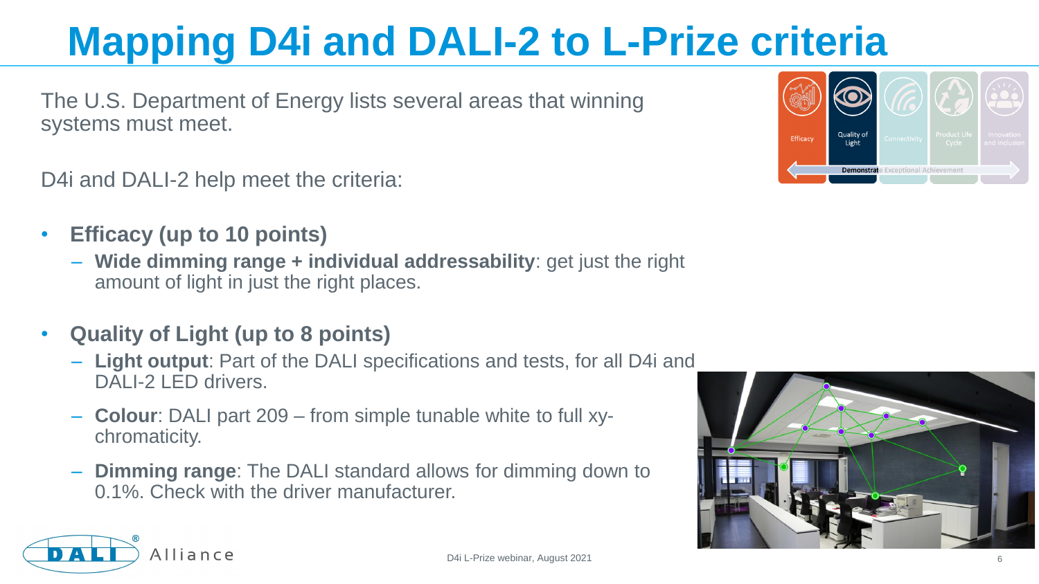# Mapping D4i and DALI-2 to L-Prize criteria

The U.S. Department of Energy lists several areas that winning systems must meet.

D4i and DALI-2 help meet the criteria:

- **Efficacy (up to 10 points)**
  - **Wide dimming range + individual addressability**: get just the right amount of light in just the right places.
- **Quality of Light (up to 8 points)**
  - **Light output**: Part of the DALI specifications and tests, for all D4i and DALI-2 LED drivers.
  - **Colour**: DALI part 209 – from simple tunable white to full xy-chromaticity.
  - **Dimming range**: The DALI standard allows for dimming down to 0.1%. Check with the driver manufacturer.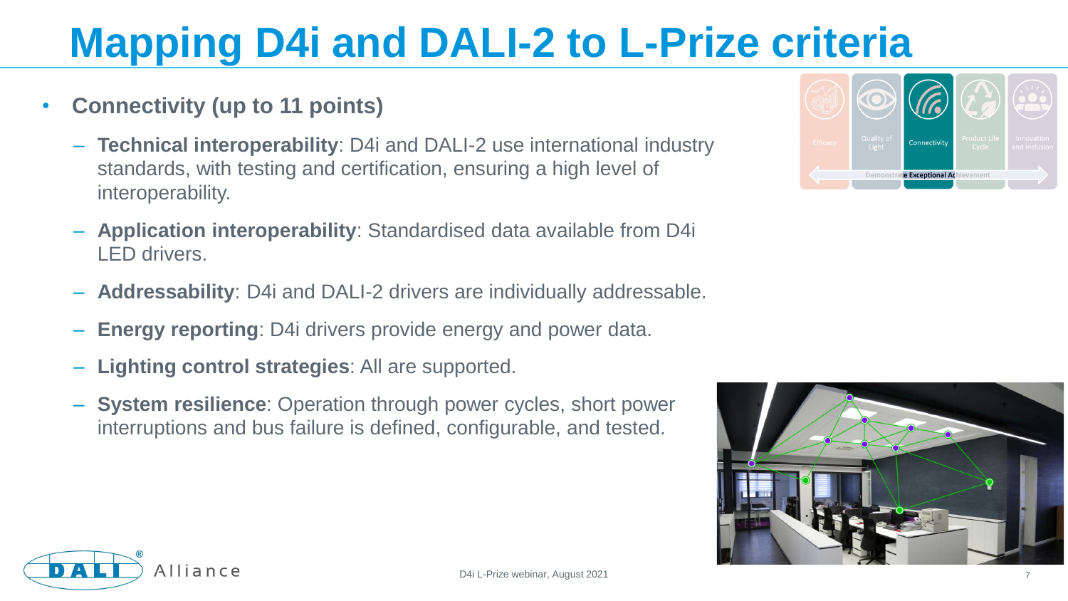# Mapping D4i and DALI-2 to L-Prize criteria

- **Connectivity (up to 11 points)**
  - **Technical interoperability**: D4i and DALI-2 use international industry standards, with testing and certification, ensuring a high level of interoperability.
  - **Application interoperability**: Standardised data available from D4i LED drivers.
  - **Addressability**: D4i and DALI-2 drivers are individually addressable.
  - **Energy reporting**: D4i drivers provide energy and power data.
  - **Lighting control strategies**: All are supported.
  - **System resilience**: Operation through power cycles, short power interruptions and bus failure is defined, configurable, and tested.

D4i L-Prize webinar, August 2021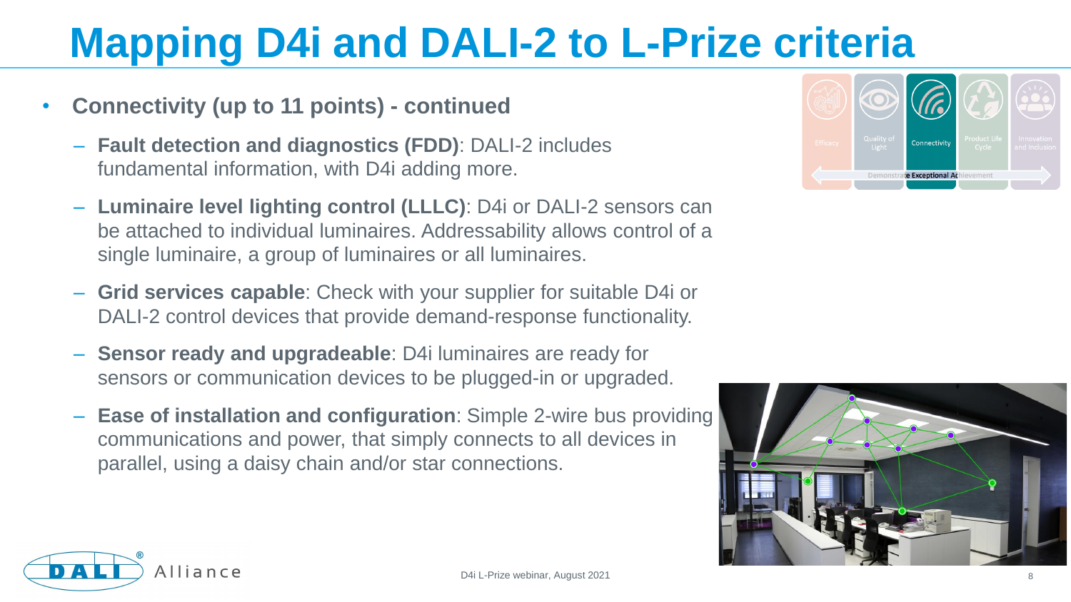# Mapping D4i and DALI-2 to L-Prize criteria

- **Connectivity (up to 11 points) - continued**
  - **Fault detection and diagnostics (FDD)**: DALI-2 includes fundamental information, with D4i adding more.
  - **Luminaire level lighting control (LLLC)**: D4i or DALI-2 sensors can be attached to individual luminaires. Addressability allows control of a single luminaire, a group of luminaires or all luminaires.
  - **Grid services capable**: Check with your supplier for suitable D4i or DALI-2 control devices that provide demand-response functionality.
  - **Sensor ready and upgradeable**: D4i luminaires are ready for sensors or communication devices to be plugged-in or upgraded.
  - **Ease of installation and configuration**: Simple 2-wire bus providing communications and power, that simply connects to all devices in parallel, using a daisy chain and/or star connections.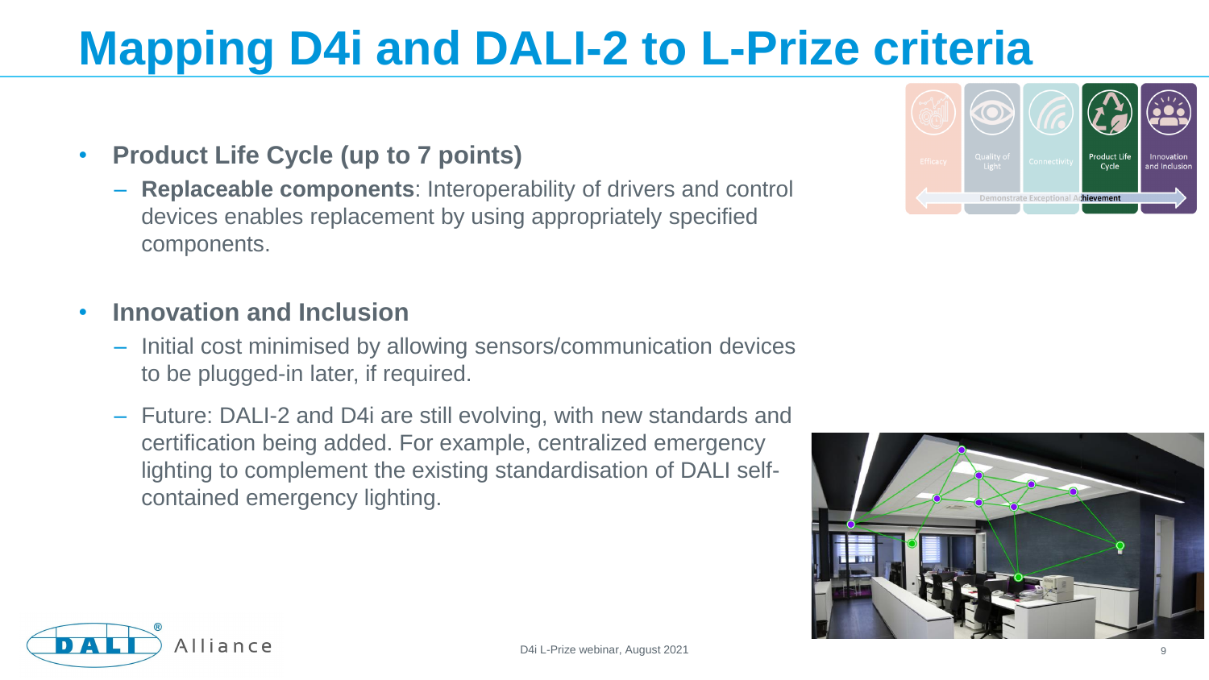# Mapping D4i and DALI-2 to L-Prize criteria

- **Product Life Cycle (up to 7 points)**
  - **Replaceable components**: Interoperability of drivers and control devices enables replacement by using appropriately specified components.
- **Innovation and Inclusion**
  - Initial cost minimised by allowing sensors/communication devices to be plugged-in later, if required.
  - Future: DALI-2 and D4i are still evolving, with new standards and certification being added. For example, centralized emergency lighting to complement the existing standardisation of DALI self-contained emergency lighting.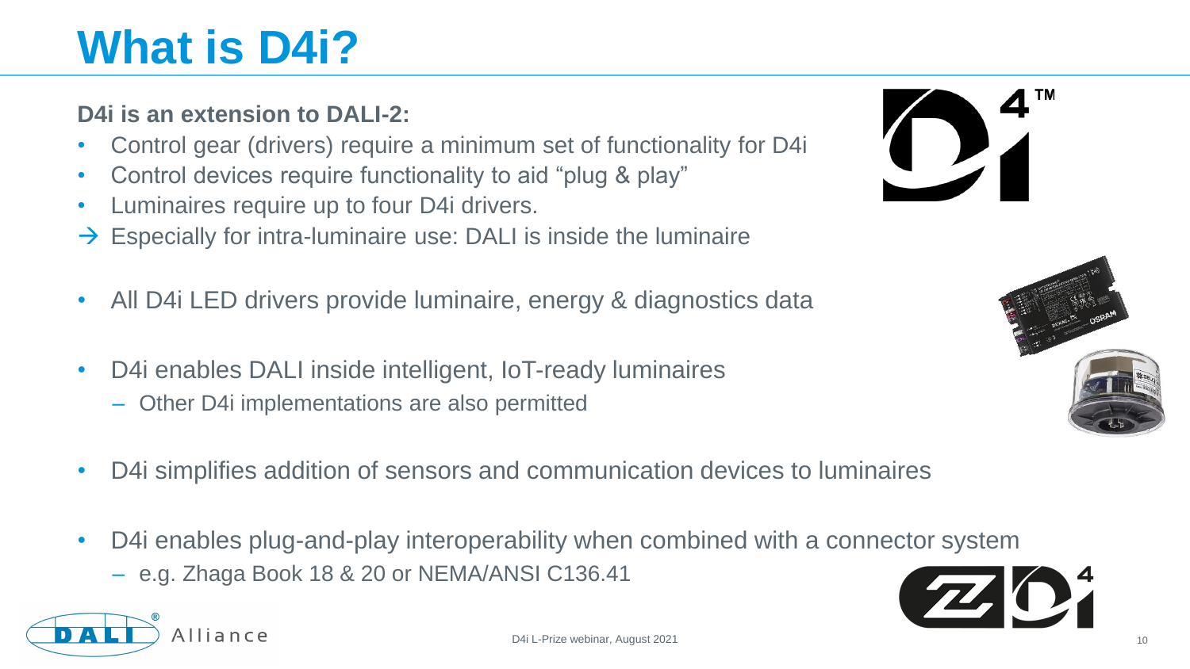# What is D4i?

**D4i is an extension to DALI-2:**

- Control gear (drivers) require a minimum set of functionality for D4i
- Control devices require functionality to aid "plug & play"
- Luminaires require up to four D4i drivers.

→ Especially for intra-luminaire use: DALI is inside the luminaire

- All D4i LED drivers provide luminaire, energy & diagnostics data

- D4i enables DALI inside intelligent, IoT-ready luminaires
  - Other D4i implementations are also permitted

- D4i simplifies addition of sensors and communication devices to luminaires

- D4i enables plug-and-play interoperability when combined with a connector system
  - e.g. Zhaga Book 18 & 20 or NEMA/ANSI C136.41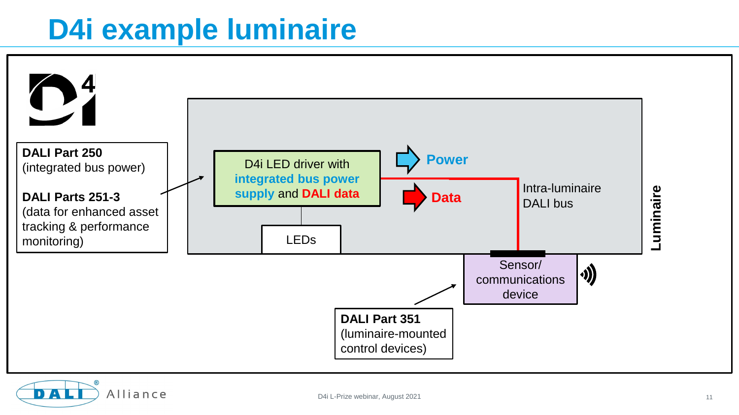# D4i example luminaire

**DALI Part 250**
(integrated bus power)

**DALI Parts 251-3**
(data for enhanced asset tracking & performance monitoring)

D4i LED driver with **integrated bus power supply** and **DALI data**

LEDs

**Power**

**Data**

Intra-luminaire DALI bus

**Luminaire**

Sensor/ communications device

**DALI Part 351**
(luminaire-mounted control devices)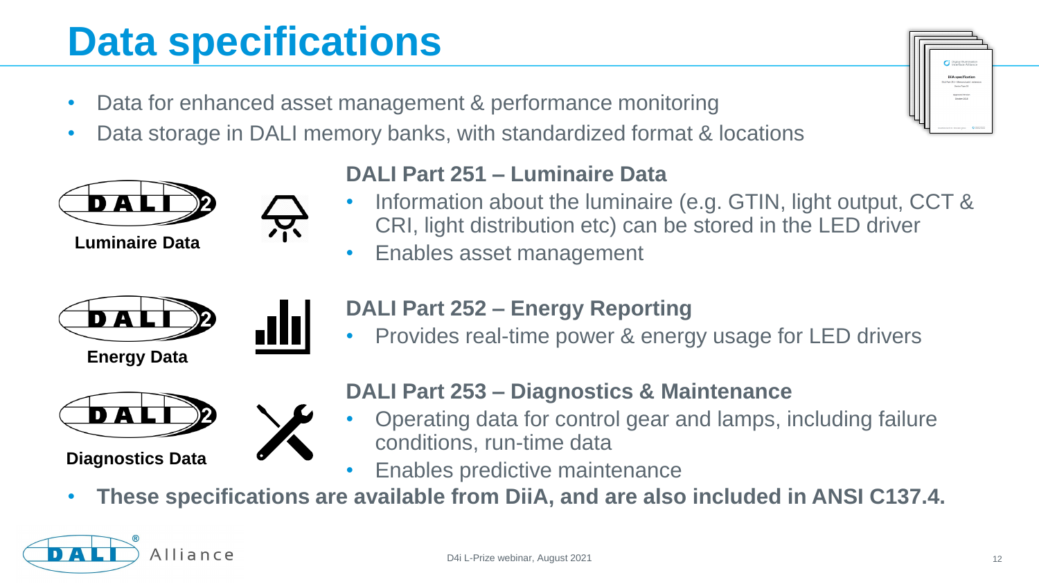# Data specifications

- Data for enhanced asset management & performance monitoring
- Data storage in DALI memory banks, with standardized format & locations

**Luminaire Data**

### DALI Part 251 – Luminaire Data

- Information about the luminaire (e.g. GTIN, light output, CCT & CRI, light distribution etc) can be stored in the LED driver
- Enables asset management

**Energy Data**

### DALI Part 252 – Energy Reporting

- Provides real-time power & energy usage for LED drivers

**Diagnostics Data**

### DALI Part 253 – Diagnostics & Maintenance

- Operating data for control gear and lamps, including failure conditions, run-time data
- Enables predictive maintenance

- **These specifications are available from DiiA, and are also included in ANSI C137.4.**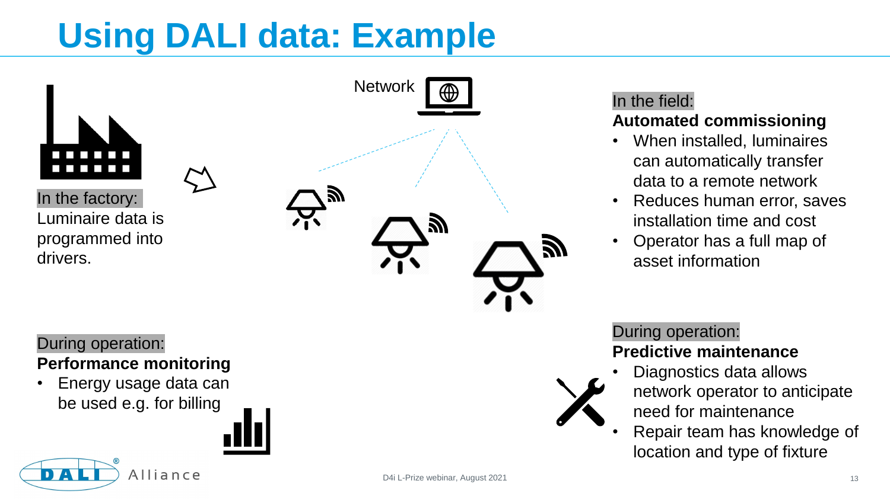# Using DALI data: Example

In the factory:
Luminaire data is programmed into drivers.

Network

In the field:
**Automated commissioning**

- When installed, luminaires can automatically transfer data to a remote network
- Reduces human error, saves installation time and cost
- Operator has a full map of asset information

During operation:
**Performance monitoring**

- Energy usage data can be used e.g. for billing

During operation:
**Predictive maintenance**

- Diagnostics data allows network operator to anticipate need for maintenance
- Repair team has knowledge of location and type of fixture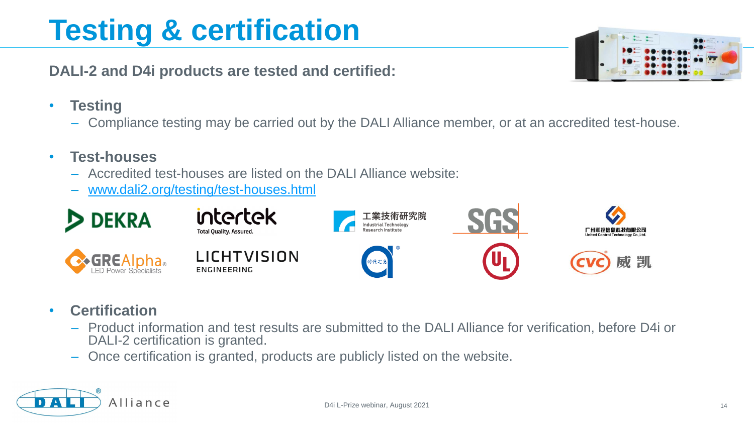# Testing & certification

**DALI-2 and D4i products are tested and certified:**

- **Testing**
  - Compliance testing may be carried out by the DALI Alliance member, or at an accredited test-house.
- **Test-houses**
  - Accredited test-houses are listed on the DALI Alliance website:
  - www.dali2.org/testing/test-houses.html
- **Certification**
  - Product information and test results are submitted to the DALI Alliance for verification, before D4i or DALI-2 certification is granted.
  - Once certification is granted, products are publicly listed on the website.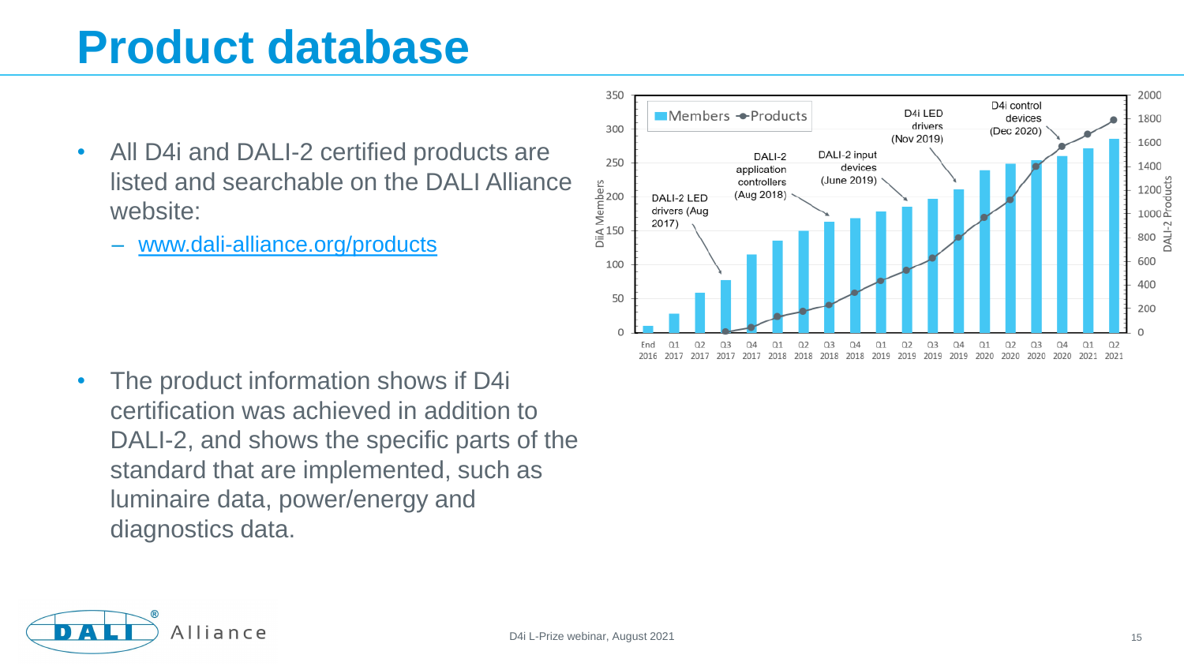# Product database

- All D4i and DALI-2 certified products are listed and searchable on the DALI Alliance website:
  - [www.dali-alliance.org/products](www.dali-alliance.org/products)

- The product information shows if D4i certification was achieved in addition to DALI-2, and shows the specific parts of the standard that are implemented, such as luminaire data, power/energy and diagnostics data.

D4i L-Prize webinar, August 2021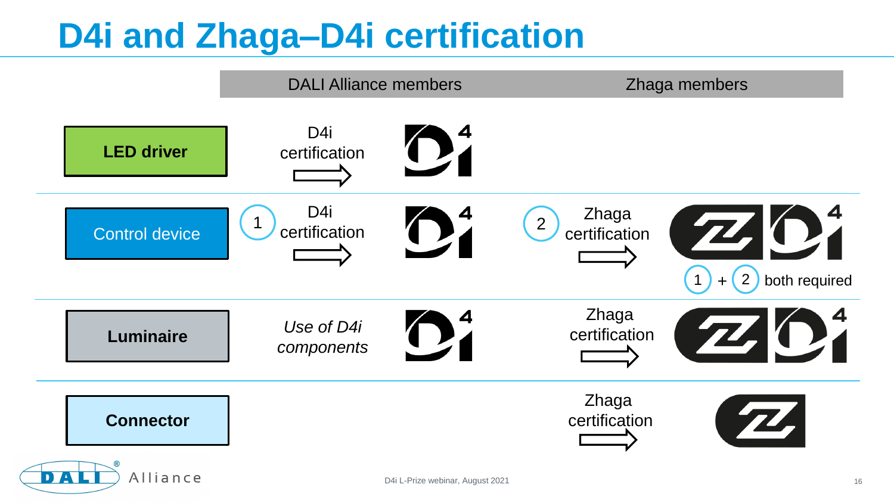# D4i and Zhaga–D4i certification

| | DALI Alliance members | Zhaga members |
|---|---|---|
| **LED driver** | D4i certification ⇒ D4i | |
| Control device | (1) D4i certification ⇒ D4i | (2) Zhaga certification ⇒ Zhaga-D4i<br>(1) + (2) both required |
| **Luminaire** | *Use of D4i components* ⇒ D4i | Zhaga certification ⇒ Zhaga-D4i |
| **Connector** | | Zhaga certification ⇒ Zhaga |

D4i L-Prize webinar, August 2021